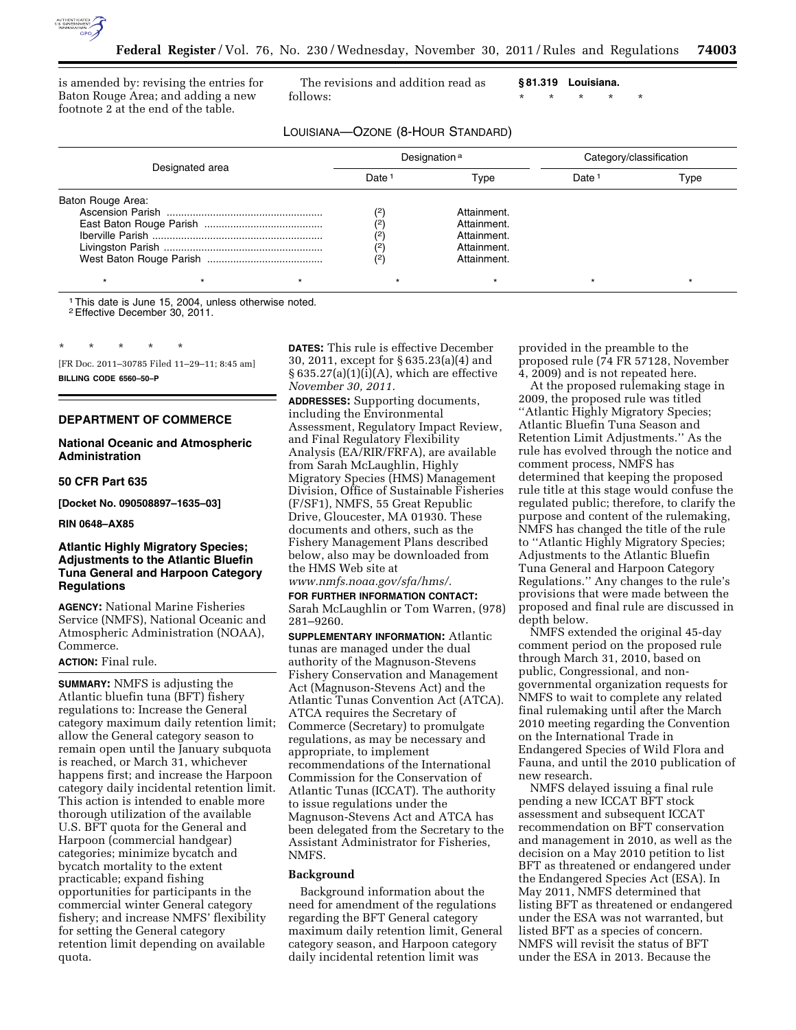is amended by: revising the entries for Baton Rouge Area; and adding a new footnote 2 at the end of the table.

The revisions and addition read as follows:

**§ 81.319 Louisiana.**

\* \* \* \* \*

LOUISIANA—OZONE (8-HOUR STANDARD)

| Designated area | Designation [a] | | Category/classification | |
|---|---|---|---|---|
| | Date [1] | Type | Date [1] | Type |
| Baton Rouge Area: | | | | |
| Ascension Parish | (2) | Attainment. | | |
| East Baton Rouge Parish | (2) | Attainment. | | |
| Iberville Parish | (2) | Attainment. | | |
| Livingston Parish | (2) | Attainment. | | |
| West Baton Rouge Parish | (2) | Attainment. | | |
| \* \* \* | \* | \* | \* | \* |

[1] This date is June 15, 2004, unless otherwise noted.
[2] Effective December 30, 2011.

\* \* \* \* \*

[FR Doc. 2011–30785 Filed 11–29–11; 8:45 am]

**BILLING CODE 6560–50–P**

## DEPARTMENT OF COMMERCE

### National Oceanic and Atmospheric Administration

### 50 CFR Part 635

**[Docket No. 090508897–1635–03]**

**RIN 0648–AX85**

### Atlantic Highly Migratory Species; Adjustments to the Atlantic Bluefin Tuna General and Harpoon Category Regulations

**AGENCY:** National Marine Fisheries Service (NMFS), National Oceanic and Atmospheric Administration (NOAA), Commerce.

**ACTION:** Final rule.

**SUMMARY:** NMFS is adjusting the Atlantic bluefin tuna (BFT) fishery regulations to: Increase the General category maximum daily retention limit; allow the General category season to remain open until the January subquota is reached, or March 31, whichever happens first; and increase the Harpoon category daily incidental retention limit. This action is intended to enable more thorough utilization of the available U.S. BFT quota for the General and Harpoon (commercial handgear) categories; minimize bycatch and bycatch mortality to the extent practicable; expand fishing opportunities for participants in the commercial winter General category fishery; and increase NMFS' flexibility for setting the General category retention limit depending on available quota.

**DATES:** This rule is effective December 30, 2011, except for § 635.23(a)(4) and § 635.27(a)(1)(i)(A), which are effective *November 30, 2011.*

**ADDRESSES:** Supporting documents, including the Environmental Assessment, Regulatory Impact Review, and Final Regulatory Flexibility Analysis (EA/RIR/FRFA), are available from Sarah McLaughlin, Highly Migratory Species (HMS) Management Division, Office of Sustainable Fisheries (F/SF1), NMFS, 55 Great Republic Drive, Gloucester, MA 01930. These documents and others, such as the Fishery Management Plans described below, also may be downloaded from the HMS Web site at *www.nmfs.noaa.gov/sfa/hms/.*

**FOR FURTHER INFORMATION CONTACT:** Sarah McLaughlin or Tom Warren, (978) 281–9260.

**SUPPLEMENTARY INFORMATION:** Atlantic tunas are managed under the dual authority of the Magnuson-Stevens Fishery Conservation and Management Act (Magnuson-Stevens Act) and the Atlantic Tunas Convention Act (ATCA). ATCA requires the Secretary of Commerce (Secretary) to promulgate regulations, as may be necessary and appropriate, to implement recommendations of the International Commission for the Conservation of Atlantic Tunas (ICCAT). The authority to issue regulations under the Magnuson-Stevens Act and ATCA has been delegated from the Secretary to the Assistant Administrator for Fisheries, NMFS.

#### Background

Background information about the need for amendment of the regulations regarding the BFT General category maximum daily retention limit, General category season, and Harpoon category daily incidental retention limit was provided in the preamble to the proposed rule (74 FR 57128, November 4, 2009) and is not repeated here.

At the proposed rulemaking stage in 2009, the proposed rule was titled ''Atlantic Highly Migratory Species; Atlantic Bluefin Tuna Season and Retention Limit Adjustments.'' As the rule has evolved through the notice and comment process, NMFS has determined that keeping the proposed rule title at this stage would confuse the regulated public; therefore, to clarify the purpose and content of the rulemaking, NMFS has changed the title of the rule to ''Atlantic Highly Migratory Species; Adjustments to the Atlantic Bluefin Tuna General and Harpoon Category Regulations.'' Any changes to the rule's provisions that were made between the proposed and final rule are discussed in depth below.

NMFS extended the original 45-day comment period on the proposed rule through March 31, 2010, based on public, Congressional, and non-governmental organization requests for NMFS to wait to complete any related final rulemaking until after the March 2010 meeting regarding the Convention on the International Trade in Endangered Species of Wild Flora and Fauna, and until the 2010 publication of new research.

NMFS delayed issuing a final rule pending a new ICCAT BFT stock assessment and subsequent ICCAT recommendation on BFT conservation and management in 2010, as well as the decision on a May 2010 petition to list BFT as threatened or endangered under the Endangered Species Act (ESA). In May 2011, NMFS determined that listing BFT as threatened or endangered under the ESA was not warranted, but listed BFT as a species of concern. NMFS will revisit the status of BFT under the ESA in 2013. Because the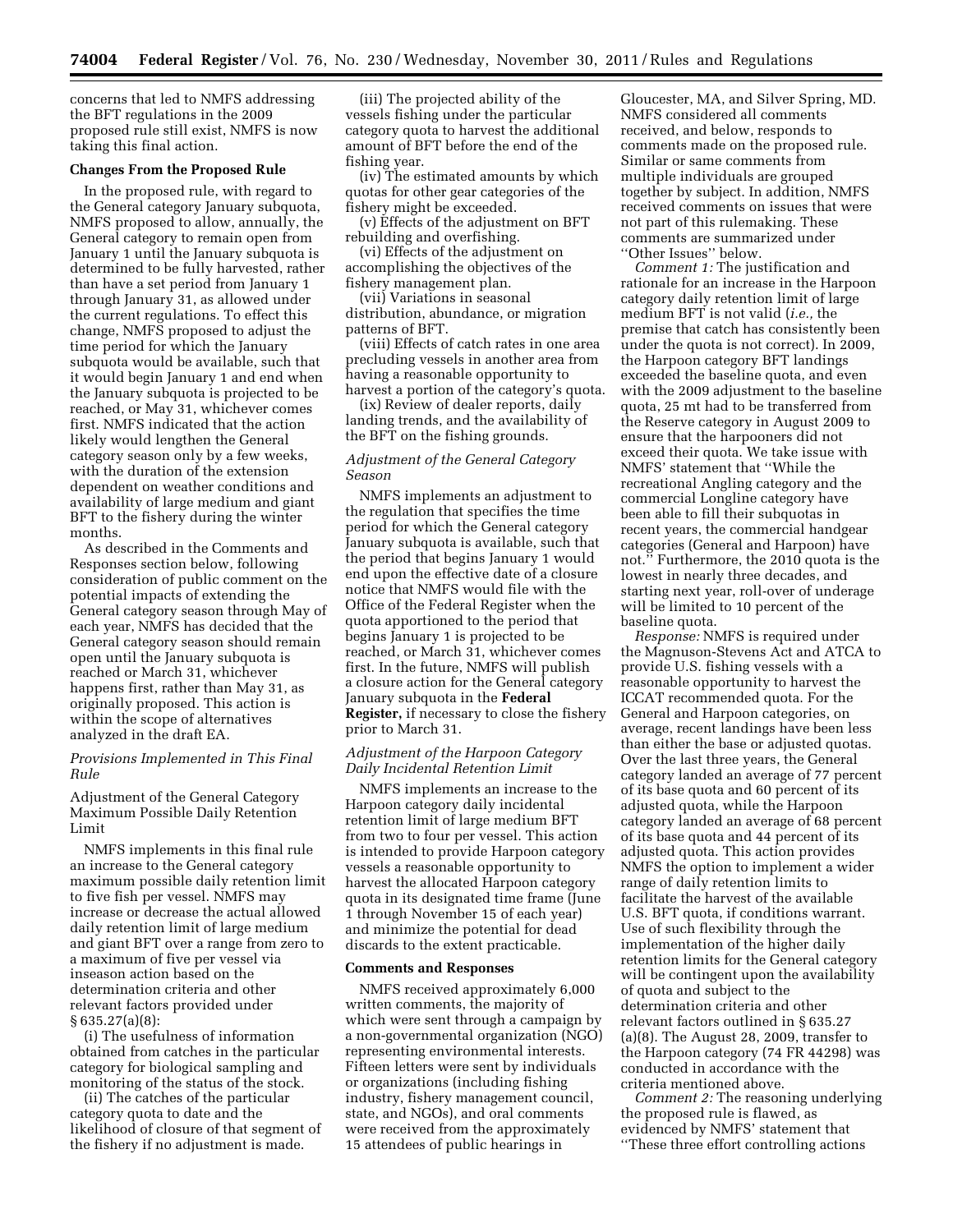concerns that led to NMFS addressing the BFT regulations in the 2009 proposed rule still exist, NMFS is now taking this final action.

**Changes From the Proposed Rule**

In the proposed rule, with regard to the General category January subquota, NMFS proposed to allow, annually, the General category to remain open from January 1 until the January subquota is determined to be fully harvested, rather than have a set period from January 1 through January 31, as allowed under the current regulations. To effect this change, NMFS proposed to adjust the time period for which the January subquota would be available, such that it would begin January 1 and end when the January subquota is projected to be reached, or May 31, whichever comes first. NMFS indicated that the action likely would lengthen the General category season only by a few weeks, with the duration of the extension dependent on weather conditions and availability of large medium and giant BFT to the fishery during the winter months.

As described in the Comments and Responses section below, following consideration of public comment on the potential impacts of extending the General category season through May of each year, NMFS has decided that the General category season should remain open until the January subquota is reached or March 31, whichever happens first, rather than May 31, as originally proposed. This action is within the scope of alternatives analyzed in the draft EA.

*Provisions Implemented in This Final Rule*

Adjustment of the General Category Maximum Possible Daily Retention Limit

NMFS implements in this final rule an increase to the General category maximum possible daily retention limit to five fish per vessel. NMFS may increase or decrease the actual allowed daily retention limit of large medium and giant BFT over a range from zero to a maximum of five per vessel via inseason action based on the determination criteria and other relevant factors provided under § 635.27(a)(8):

(i) The usefulness of information obtained from catches in the particular category for biological sampling and monitoring of the status of the stock.

(ii) The catches of the particular category quota to date and the likelihood of closure of that segment of the fishery if no adjustment is made.

(iii) The projected ability of the vessels fishing under the particular category quota to harvest the additional amount of BFT before the end of the fishing year.

(iv) The estimated amounts by which quotas for other gear categories of the fishery might be exceeded.

(v) Effects of the adjustment on BFT rebuilding and overfishing.

(vi) Effects of the adjustment on accomplishing the objectives of the fishery management plan.

(vii) Variations in seasonal distribution, abundance, or migration patterns of BFT.

(viii) Effects of catch rates in one area precluding vessels in another area from having a reasonable opportunity to harvest a portion of the category's quota.

(ix) Review of dealer reports, daily landing trends, and the availability of the BFT on the fishing grounds.

*Adjustment of the General Category Season*

NMFS implements an adjustment to the regulation that specifies the time period for which the General category January subquota is available, such that the period that begins January 1 would end upon the effective date of a closure notice that NMFS would file with the Office of the Federal Register when the quota apportioned to the period that begins January 1 is projected to be reached, or March 31, whichever comes first. In the future, NMFS will publish a closure action for the General category January subquota in the **Federal Register,** if necessary to close the fishery prior to March 31.

*Adjustment of the Harpoon Category Daily Incidental Retention Limit*

NMFS implements an increase to the Harpoon category daily incidental retention limit of large medium BFT from two to four per vessel. This action is intended to provide Harpoon category vessels a reasonable opportunity to harvest the allocated Harpoon category quota in its designated time frame (June 1 through November 15 of each year) and minimize the potential for dead discards to the extent practicable.

**Comments and Responses**

NMFS received approximately 6,000 written comments, the majority of which were sent through a campaign by a non-governmental organization (NGO) representing environmental interests. Fifteen letters were sent by individuals or organizations (including fishing industry, fishery management council, state, and NGOs), and oral comments were received from the approximately 15 attendees of public hearings in Gloucester, MA, and Silver Spring, MD. NMFS considered all comments received, and below, responds to comments made on the proposed rule. Similar or same comments from multiple individuals are grouped together by subject. In addition, NMFS received comments on issues that were not part of this rulemaking. These comments are summarized under ''Other Issues'' below.

*Comment 1:* The justification and rationale for an increase in the Harpoon category daily retention limit of large medium BFT is not valid (*i.e.,* the premise that catch has consistently been under the quota is not correct). In 2009, the Harpoon category BFT landings exceeded the baseline quota, and even with the 2009 adjustment to the baseline quota, 25 mt had to be transferred from the Reserve category in August 2009 to ensure that the harpooners did not exceed their quota. We take issue with NMFS' statement that ''While the recreational Angling category and the commercial Longline category have been able to fill their subquotas in recent years, the commercial handgear categories (General and Harpoon) have not.'' Furthermore, the 2010 quota is the lowest in nearly three decades, and starting next year, roll-over of underage will be limited to 10 percent of the baseline quota.

*Response:* NMFS is required under the Magnuson-Stevens Act and ATCA to provide U.S. fishing vessels with a reasonable opportunity to harvest the ICCAT recommended quota. For the General and Harpoon categories, on average, recent landings have been less than either the base or adjusted quotas. Over the last three years, the General category landed an average of 77 percent of its base quota and 60 percent of its adjusted quota, while the Harpoon category landed an average of 68 percent of its base quota and 44 percent of its adjusted quota. This action provides NMFS the option to implement a wider range of daily retention limits to facilitate the harvest of the available U.S. BFT quota, if conditions warrant. Use of such flexibility through the implementation of the higher daily retention limits for the General category will be contingent upon the availability of quota and subject to the determination criteria and other relevant factors outlined in § 635.27 (a)(8). The August 28, 2009, transfer to the Harpoon category (74 FR 44298) was conducted in accordance with the criteria mentioned above.

*Comment 2:* The reasoning underlying the proposed rule is flawed, as evidenced by NMFS' statement that ''These three effort controlling actions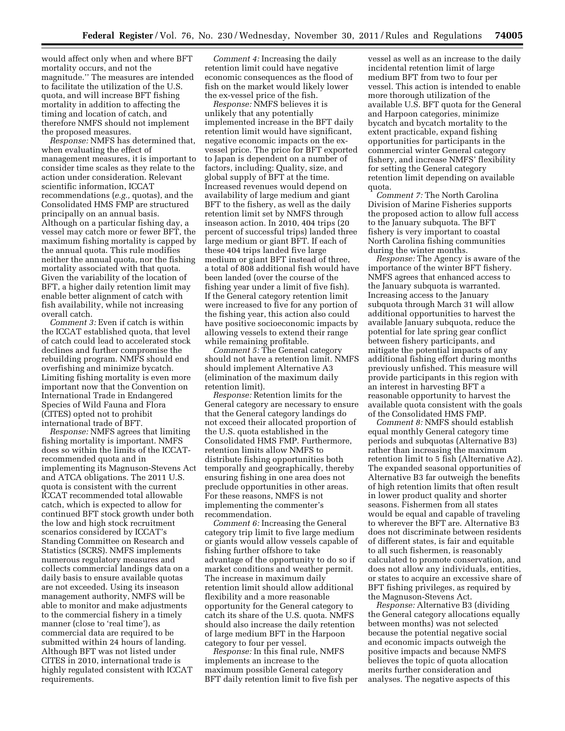would affect only when and where BFT mortality occurs, and not the magnitude.'' The measures are intended to facilitate the utilization of the U.S. quota, and will increase BFT fishing mortality in addition to affecting the timing and location of catch, and therefore NMFS should not implement the proposed measures.

*Response:* NMFS has determined that, when evaluating the effect of management measures, it is important to consider time scales as they relate to the action under consideration. Relevant scientific information, ICCAT recommendations (*e.g.,* quotas), and the Consolidated HMS FMP are structured principally on an annual basis. Although on a particular fishing day, a vessel may catch more or fewer BFT, the maximum fishing mortality is capped by the annual quota. This rule modifies neither the annual quota, nor the fishing mortality associated with that quota. Given the variability of the location of BFT, a higher daily retention limit may enable better alignment of catch with fish availability, while not increasing overall catch.

*Comment 3:* Even if catch is within the ICCAT established quota, that level of catch could lead to accelerated stock declines and further compromise the rebuilding program. NMFS should end overfishing and minimize bycatch. Limiting fishing mortality is even more important now that the Convention on International Trade in Endangered Species of Wild Fauna and Flora (CITES) opted not to prohibit international trade of BFT.

*Response:* NMFS agrees that limiting fishing mortality is important. NMFS does so within the limits of the ICCAT-recommended quota and in implementing its Magnuson-Stevens Act and ATCA obligations. The 2011 U.S. quota is consistent with the current ICCAT recommended total allowable catch, which is expected to allow for continued BFT stock growth under both the low and high stock recruitment scenarios considered by ICCAT's Standing Committee on Research and Statistics (SCRS). NMFS implements numerous regulatory measures and collects commercial landings data on a daily basis to ensure available quotas are not exceeded. Using its inseason management authority, NMFS will be able to monitor and make adjustments to the commercial fishery in a timely manner (close to 'real time'), as commercial data are required to be submitted within 24 hours of landing. Although BFT was not listed under CITES in 2010, international trade is highly regulated consistent with ICCAT requirements.

*Comment 4:* Increasing the daily retention limit could have negative economic consequences as the flood of fish on the market would likely lower the ex-vessel price of the fish.

*Response:* NMFS believes it is unlikely that any potentially implemented increase in the BFT daily retention limit would have significant, negative economic impacts on the ex-vessel price. The price for BFT exported to Japan is dependent on a number of factors, including: Quality, size, and global supply of BFT at the time. Increased revenues would depend on availability of large medium and giant BFT to the fishery, as well as the daily retention limit set by NMFS through inseason action. In 2010, 404 trips (20 percent of successful trips) landed three large medium or giant BFT. If each of these 404 trips landed five large medium or giant BFT instead of three, a total of 808 additional fish would have been landed (over the course of the fishing year under a limit of five fish). If the General category retention limit were increased to five for any portion of the fishing year, this action also could have positive socioeconomic impacts by allowing vessels to extend their range while remaining profitable.

*Comment 5:* The General category should not have a retention limit. NMFS should implement Alternative A3 (elimination of the maximum daily retention limit).

*Response:* Retention limits for the General category are necessary to ensure that the General category landings do not exceed their allocated proportion of the U.S. quota established in the Consolidated HMS FMP. Furthermore, retention limits allow NMFS to distribute fishing opportunities both temporally and geographically, thereby ensuring fishing in one area does not preclude opportunities in other areas. For these reasons, NMFS is not implementing the commenter's recommendation.

*Comment 6:* Increasing the General category trip limit to five large medium or giants would allow vessels capable of fishing further offshore to take advantage of the opportunity to do so if market conditions and weather permit. The increase in maximum daily retention limit should allow additional flexibility and a more reasonable opportunity for the General category to catch its share of the U.S. quota. NMFS should also increase the daily retention of large medium BFT in the Harpoon category to four per vessel.

*Response:* In this final rule, NMFS implements an increase to the maximum possible General category BFT daily retention limit to five fish per vessel as well as an increase to the daily incidental retention limit of large medium BFT from two to four per vessel. This action is intended to enable more thorough utilization of the available U.S. BFT quota for the General and Harpoon categories, minimize bycatch and bycatch mortality to the extent practicable, expand fishing opportunities for participants in the commercial winter General category fishery, and increase NMFS' flexibility for setting the General category retention limit depending on available quota.

*Comment 7:* The North Carolina Division of Marine Fisheries supports the proposed action to allow full access to the January subquota. The BFT fishery is very important to coastal North Carolina fishing communities during the winter months.

*Response:* The Agency is aware of the importance of the winter BFT fishery. NMFS agrees that enhanced access to the January subquota is warranted. Increasing access to the January subquota through March 31 will allow additional opportunities to harvest the available January subquota, reduce the potential for late spring gear conflict between fishery participants, and mitigate the potential impacts of any additional fishing effort during months previously unfished. This measure will provide participants in this region with an interest in harvesting BFT a reasonable opportunity to harvest the available quota consistent with the goals of the Consolidated HMS FMP.

*Comment 8:* NMFS should establish equal monthly General category time periods and subquotas (Alternative B3) rather than increasing the maximum retention limit to 5 fish (Alternative A2). The expanded seasonal opportunities of Alternative B3 far outweigh the benefits of high retention limits that often result in lower product quality and shorter seasons. Fishermen from all states would be equal and capable of traveling to wherever the BFT are. Alternative B3 does not discriminate between residents of different states, is fair and equitable to all such fishermen, is reasonably calculated to promote conservation, and does not allow any individuals, entities, or states to acquire an excessive share of BFT fishing privileges, as required by the Magnuson-Stevens Act.

*Response:* Alternative B3 (dividing the General category allocations equally between months) was not selected because the potential negative social and economic impacts outweigh the positive impacts and because NMFS believes the topic of quota allocation merits further consideration and analyses. The negative aspects of this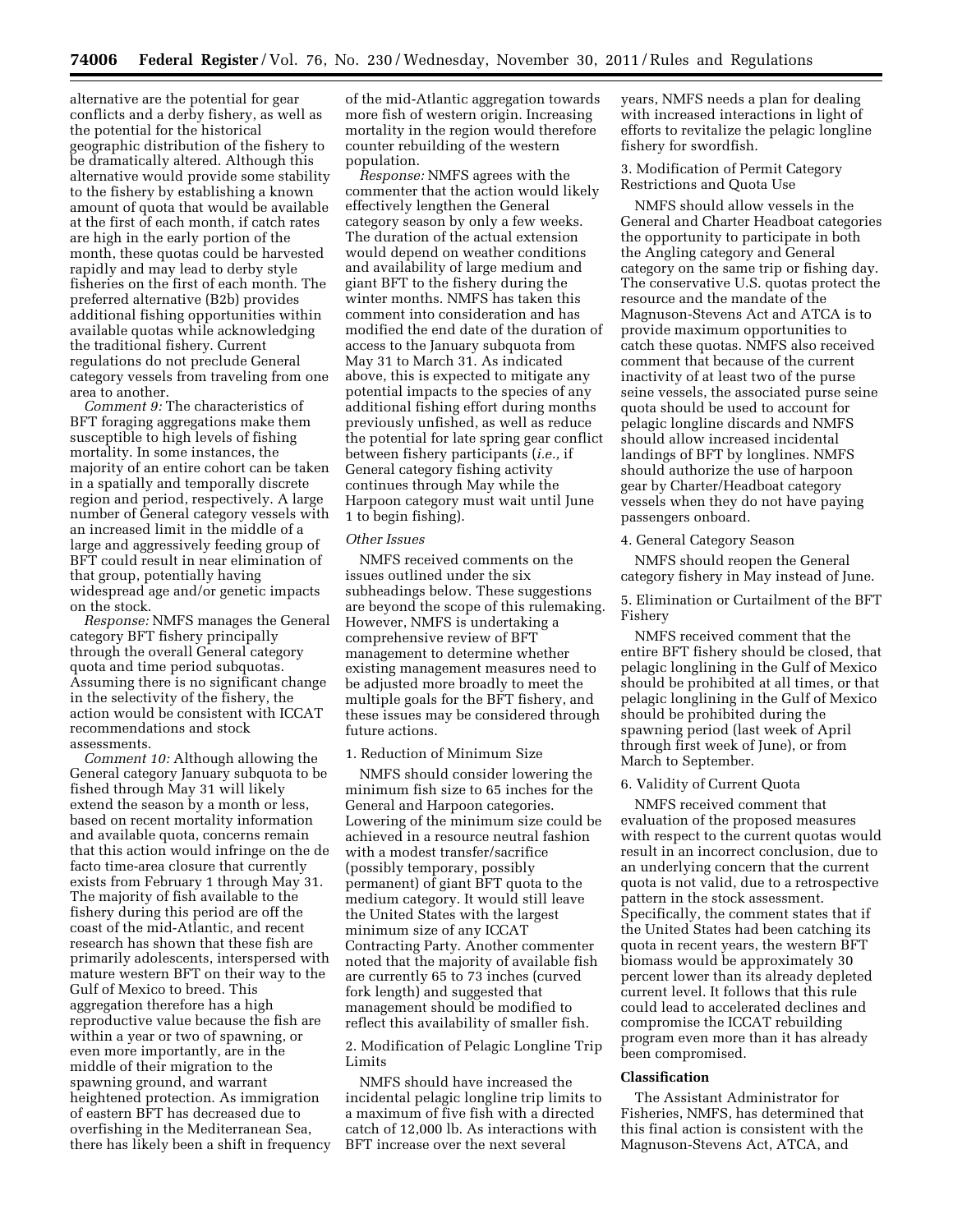alternative are the potential for gear conflicts and a derby fishery, as well as the potential for the historical geographic distribution of the fishery to be dramatically altered. Although this alternative would provide some stability to the fishery by establishing a known amount of quota that would be available at the first of each month, if catch rates are high in the early portion of the month, these quotas could be harvested rapidly and may lead to derby style fisheries on the first of each month. The preferred alternative (B2b) provides additional fishing opportunities within available quotas while acknowledging the traditional fishery. Current regulations do not preclude General category vessels from traveling from one area to another.

*Comment 9:* The characteristics of BFT foraging aggregations make them susceptible to high levels of fishing mortality. In some instances, the majority of an entire cohort can be taken in a spatially and temporally discrete region and period, respectively. A large number of General category vessels with an increased limit in the middle of a large and aggressively feeding group of BFT could result in near elimination of that group, potentially having widespread age and/or genetic impacts on the stock.

*Response:* NMFS manages the General category BFT fishery principally through the overall General category quota and time period subquotas. Assuming there is no significant change in the selectivity of the fishery, the action would be consistent with ICCAT recommendations and stock assessments.

*Comment 10:* Although allowing the General category January subquota to be fished through May 31 will likely extend the season by a month or less, based on recent mortality information and available quota, concerns remain that this action would infringe on the de facto time-area closure that currently exists from February 1 through May 31. The majority of fish available to the fishery during this period are off the coast of the mid-Atlantic, and recent research has shown that these fish are primarily adolescents, interspersed with mature western BFT on their way to the Gulf of Mexico to breed. This aggregation therefore has a high reproductive value because the fish are within a year or two of spawning, or even more importantly, are in the middle of their migration to the spawning ground, and warrant heightened protection. As immigration of eastern BFT has decreased due to overfishing in the Mediterranean Sea, there has likely been a shift in frequency of the mid-Atlantic aggregation towards more fish of western origin. Increasing mortality in the region would therefore counter rebuilding of the western population.

*Response:* NMFS agrees with the commenter that the action would likely effectively lengthen the General category season by only a few weeks. The duration of the actual extension would depend on weather conditions and availability of large medium and giant BFT to the fishery during the winter months. NMFS has taken this comment into consideration and has modified the end date of the duration of access to the January subquota from May 31 to March 31. As indicated above, this is expected to mitigate any potential impacts to the species of any additional fishing effort during months previously unfished, as well as reduce the potential for late spring gear conflict between fishery participants (*i.e.,* if General category fishing activity continues through May while the Harpoon category must wait until June 1 to begin fishing).

*Other Issues*

NMFS received comments on the issues outlined under the six subheadings below. These suggestions are beyond the scope of this rulemaking. However, NMFS is undertaking a comprehensive review of BFT management to determine whether existing management measures need to be adjusted more broadly to meet the multiple goals for the BFT fishery, and these issues may be considered through future actions.

1. Reduction of Minimum Size

NMFS should consider lowering the minimum fish size to 65 inches for the General and Harpoon categories. Lowering of the minimum size could be achieved in a resource neutral fashion with a modest transfer/sacrifice (possibly temporary, possibly permanent) of giant BFT quota to the medium category. It would still leave the United States with the largest minimum size of any ICCAT Contracting Party. Another commenter noted that the majority of available fish are currently 65 to 73 inches (curved fork length) and suggested that management should be modified to reflect this availability of smaller fish.

2. Modification of Pelagic Longline Trip Limits

NMFS should have increased the incidental pelagic longline trip limits to a maximum of five fish with a directed catch of 12,000 lb. As interactions with BFT increase over the next several years, NMFS needs a plan for dealing with increased interactions in light of efforts to revitalize the pelagic longline fishery for swordfish.

3. Modification of Permit Category Restrictions and Quota Use

NMFS should allow vessels in the General and Charter Headboat categories the opportunity to participate in both the Angling category and General category on the same trip or fishing day. The conservative U.S. quotas protect the resource and the mandate of the Magnuson-Stevens Act and ATCA is to provide maximum opportunities to catch these quotas. NMFS also received comment that because of the current inactivity of at least two of the purse seine vessels, the associated purse seine quota should be used to account for pelagic longline discards and NMFS should allow increased incidental landings of BFT by longlines. NMFS should authorize the use of harpoon gear by Charter/Headboat category vessels when they do not have paying passengers onboard.

4. General Category Season

NMFS should reopen the General category fishery in May instead of June.

5. Elimination or Curtailment of the BFT Fishery

NMFS received comment that the entire BFT fishery should be closed, that pelagic longlining in the Gulf of Mexico should be prohibited at all times, or that pelagic longlining in the Gulf of Mexico should be prohibited during the spawning period (last week of April through first week of June), or from March to September.

6. Validity of Current Quota

NMFS received comment that evaluation of the proposed measures with respect to the current quotas would result in an incorrect conclusion, due to an underlying concern that the current quota is not valid, due to a retrospective pattern in the stock assessment. Specifically, the comment states that if the United States had been catching its quota in recent years, the western BFT biomass would be approximately 30 percent lower than its already depleted current level. It follows that this rule could lead to accelerated declines and compromise the ICCAT rebuilding program even more than it has already been compromised.

## Classification

The Assistant Administrator for Fisheries, NMFS, has determined that this final action is consistent with the Magnuson-Stevens Act, ATCA, and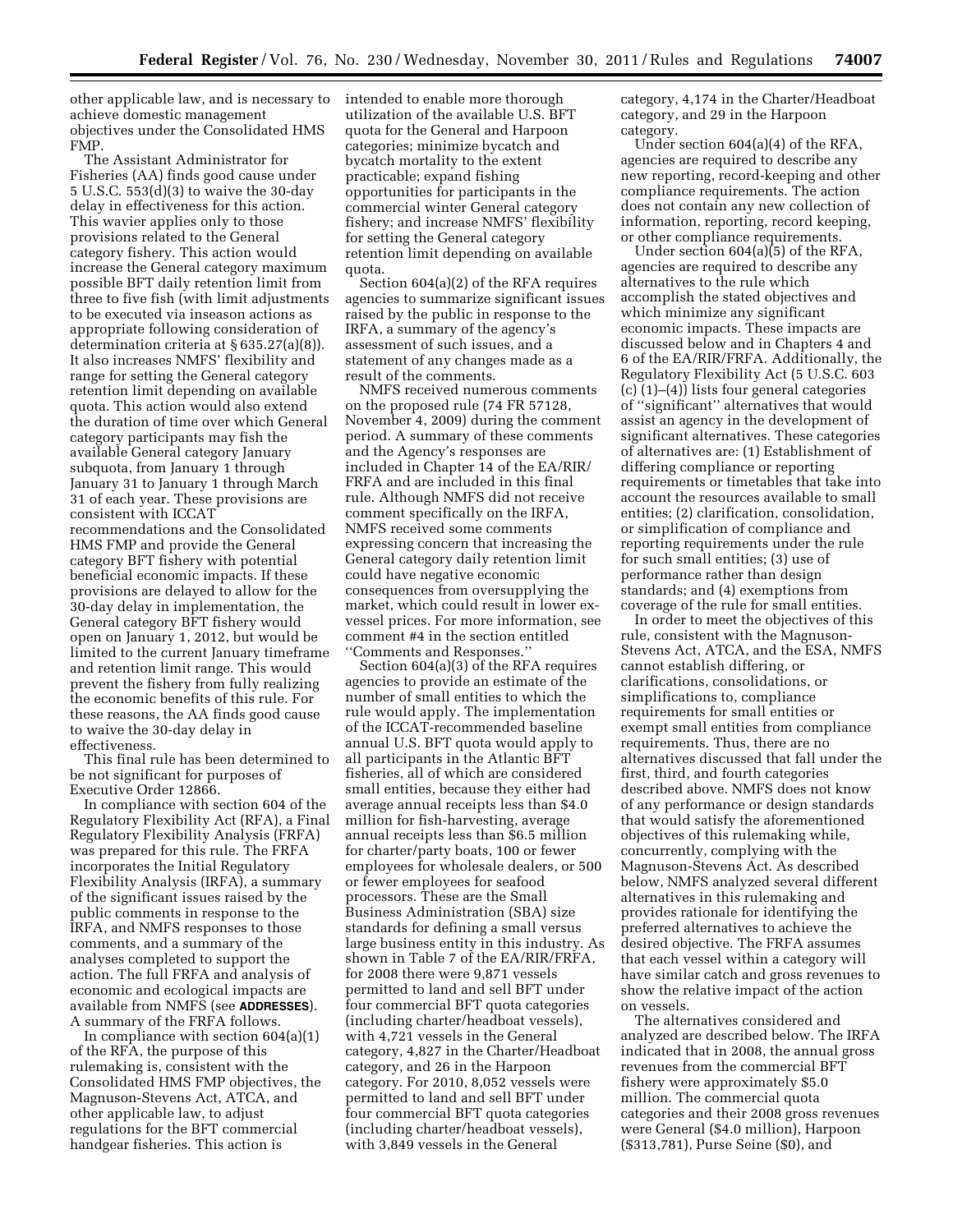other applicable law, and is necessary to achieve domestic management objectives under the Consolidated HMS FMP.

The Assistant Administrator for Fisheries (AA) finds good cause under 5 U.S.C. 553(d)(3) to waive the 30-day delay in effectiveness for this action. This wavier applies only to those provisions related to the General category fishery. This action would increase the General category maximum possible BFT daily retention limit from three to five fish (with limit adjustments to be executed via inseason actions as appropriate following consideration of determination criteria at § 635.27(a)(8)). It also increases NMFS' flexibility and range for setting the General category retention limit depending on available quota. This action would also extend the duration of time over which General category participants may fish the available General category January subquota, from January 1 through January 31 to January 1 through March 31 of each year. These provisions are consistent with ICCAT recommendations and the Consolidated HMS FMP and provide the General category BFT fishery with potential beneficial economic impacts. If these provisions are delayed to allow for the 30-day delay in implementation, the General category BFT fishery would open on January 1, 2012, but would be limited to the current January timeframe and retention limit range. This would prevent the fishery from fully realizing the economic benefits of this rule. For these reasons, the AA finds good cause to waive the 30-day delay in effectiveness.

This final rule has been determined to be not significant for purposes of Executive Order 12866.

In compliance with section 604 of the Regulatory Flexibility Act (RFA), a Final Regulatory Flexibility Analysis (FRFA) was prepared for this rule. The FRFA incorporates the Initial Regulatory Flexibility Analysis (IRFA), a summary of the significant issues raised by the public comments in response to the IRFA, and NMFS responses to those comments, and a summary of the analyses completed to support the action. The full FRFA and analysis of economic and ecological impacts are available from NMFS (see **ADDRESSES**). A summary of the FRFA follows.

In compliance with section 604(a)(1) of the RFA, the purpose of this rulemaking is, consistent with the Consolidated HMS FMP objectives, the Magnuson-Stevens Act, ATCA, and other applicable law, to adjust regulations for the BFT commercial handgear fisheries. This action is intended to enable more thorough utilization of the available U.S. BFT quota for the General and Harpoon categories; minimize bycatch and bycatch mortality to the extent practicable; expand fishing opportunities for participants in the commercial winter General category fishery; and increase NMFS' flexibility for setting the General category retention limit depending on available quota.

Section 604(a)(2) of the RFA requires agencies to summarize significant issues raised by the public in response to the IRFA, a summary of the agency's assessment of such issues, and a statement of any changes made as a result of the comments.

NMFS received numerous comments on the proposed rule (74 FR 57128, November 4, 2009) during the comment period. A summary of these comments and the Agency's responses are included in Chapter 14 of the EA/RIR/FRFA and are included in this final rule. Although NMFS did not receive comment specifically on the IRFA, NMFS received some comments expressing concern that increasing the General category daily retention limit could have negative economic consequences from oversupplying the market, which could result in lower ex-vessel prices. For more information, see comment #4 in the section entitled ''Comments and Responses.''

Section 604(a)(3) of the RFA requires agencies to provide an estimate of the number of small entities to which the rule would apply. The implementation of the ICCAT-recommended baseline annual U.S. BFT quota would apply to all participants in the Atlantic BFT fisheries, all of which are considered small entities, because they either had average annual receipts less than $4.0 million for fish-harvesting, average annual receipts less than $6.5 million for charter/party boats, 100 or fewer employees for wholesale dealers, or 500 or fewer employees for seafood processors. These are the Small Business Administration (SBA) size standards for defining a small versus large business entity in this industry. As shown in Table 7 of the EA/RIR/FRFA, for 2008 there were 9,871 vessels permitted to land and sell BFT under four commercial BFT quota categories (including charter/headboat vessels), with 4,721 vessels in the General category, 4,827 in the Charter/Headboat category, and 26 in the Harpoon category. For 2010, 8,052 vessels were permitted to land and sell BFT under four commercial BFT quota categories (including charter/headboat vessels), with 3,849 vessels in the General category, 4,174 in the Charter/Headboat category, and 29 in the Harpoon category.

Under section 604(a)(4) of the RFA, agencies are required to describe any new reporting, record-keeping and other compliance requirements. The action does not contain any new collection of information, reporting, record keeping, or other compliance requirements.

Under section 604(a)(5) of the RFA, agencies are required to describe any alternatives to the rule which accomplish the stated objectives and which minimize any significant economic impacts. These impacts are discussed below and in Chapters 4 and 6 of the EA/RIR/FRFA. Additionally, the Regulatory Flexibility Act (5 U.S.C. 603 (c) (1)–(4)) lists four general categories of ''significant'' alternatives that would assist an agency in the development of significant alternatives. These categories of alternatives are: (1) Establishment of differing compliance or reporting requirements or timetables that take into account the resources available to small entities; (2) clarification, consolidation, or simplification of compliance and reporting requirements under the rule for such small entities; (3) use of performance rather than design standards; and (4) exemptions from coverage of the rule for small entities.

In order to meet the objectives of this rule, consistent with the Magnuson-Stevens Act, ATCA, and the ESA, NMFS cannot establish differing, or clarifications, consolidations, or simplifications to, compliance requirements for small entities or exempt small entities from compliance requirements. Thus, there are no alternatives discussed that fall under the first, third, and fourth categories described above. NMFS does not know of any performance or design standards that would satisfy the aforementioned objectives of this rulemaking while, concurrently, complying with the Magnuson-Stevens Act. As described below, NMFS analyzed several different alternatives in this rulemaking and provides rationale for identifying the preferred alternatives to achieve the desired objective. The FRFA assumes that each vessel within a category will have similar catch and gross revenues to show the relative impact of the action on vessels.

The alternatives considered and analyzed are described below. The IRFA indicated that in 2008, the annual gross revenues from the commercial BFT fishery were approximately $5.0 million. The commercial quota categories and their 2008 gross revenues were General ($4.0 million), Harpoon ($313,781), Purse Seine ($0), and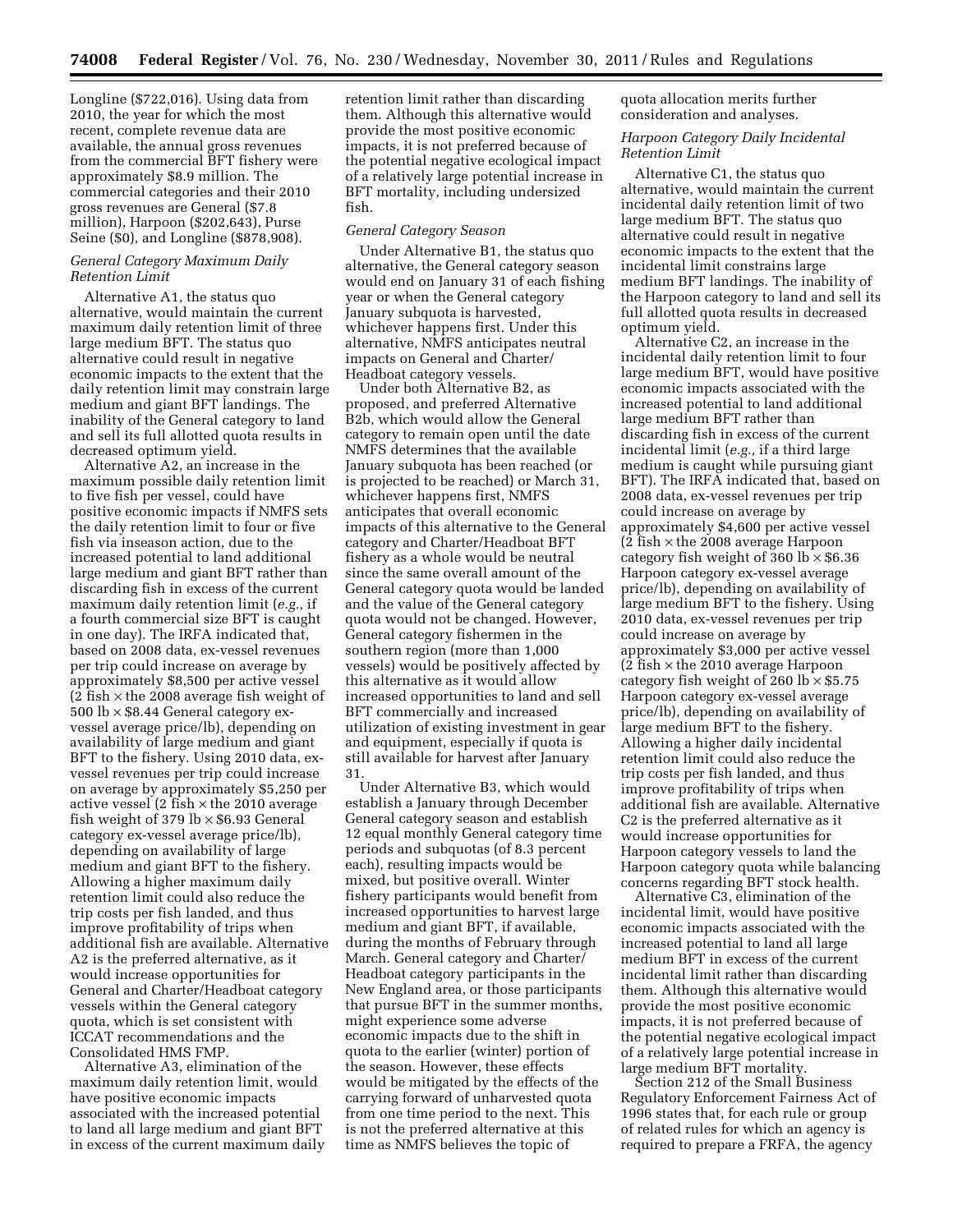Longline ($722,016). Using data from 2010, the year for which the most recent, complete revenue data are available, the annual gross revenues from the commercial BFT fishery were approximately $8.9 million. The commercial categories and their 2010 gross revenues are General ($7.8 million), Harpoon ($202,643), Purse Seine ($0), and Longline ($878,908).

*General Category Maximum Daily Retention Limit*

Alternative A1, the status quo alternative, would maintain the current maximum daily retention limit of three large medium BFT. The status quo alternative could result in negative economic impacts to the extent that the daily retention limit may constrain large medium and giant BFT landings. The inability of the General category to land and sell its full allotted quota results in decreased optimum yield.

Alternative A2, an increase in the maximum possible daily retention limit to five fish per vessel, could have positive economic impacts if NMFS sets the daily retention limit to four or five fish via inseason action, due to the increased potential to land additional large medium and giant BFT rather than discarding fish in excess of the current maximum daily retention limit (*e.g.,* if a fourth commercial size BFT is caught in one day). The IRFA indicated that, based on 2008 data, ex-vessel revenues per trip could increase on average by approximately $8,500 per active vessel (2 fish × the 2008 average fish weight of 500 lb × $8.44 General category ex-vessel average price/lb), depending on availability of large medium and giant BFT to the fishery. Using 2010 data, ex-vessel revenues per trip could increase on average by approximately $5,250 per active vessel (2 fish × the 2010 average fish weight of 379 lb × $6.93 General category ex-vessel average price/lb), depending on availability of large medium and giant BFT to the fishery. Allowing a higher maximum daily retention limit could also reduce the trip costs per fish landed, and thus improve profitability of trips when additional fish are available. Alternative A2 is the preferred alternative, as it would increase opportunities for General and Charter/Headboat category vessels within the General category quota, which is set consistent with ICCAT recommendations and the Consolidated HMS FMP.

Alternative A3, elimination of the maximum daily retention limit, would have positive economic impacts associated with the increased potential to land all large medium and giant BFT in excess of the current maximum daily retention limit rather than discarding them. Although this alternative would provide the most positive economic impacts, it is not preferred because of the potential negative ecological impact of a relatively large potential increase in BFT mortality, including undersized fish.

*General Category Season*

Under Alternative B1, the status quo alternative, the General category season would end on January 31 of each fishing year or when the General category January subquota is harvested, whichever happens first. Under this alternative, NMFS anticipates neutral impacts on General and Charter/Headboat category vessels.

Under both Alternative B2, as proposed, and preferred Alternative B2b, which would allow the General category to remain open until the date NMFS determines that the available January subquota has been reached (or is projected to be reached) or March 31, whichever happens first, NMFS anticipates that overall economic impacts of this alternative to the General category and Charter/Headboat BFT fishery as a whole would be neutral since the same overall amount of the General category quota would be landed and the value of the General category quota would not be changed. However, General category fishermen in the southern region (more than 1,000 vessels) would be positively affected by this alternative as it would allow increased opportunities to land and sell BFT commercially and increased utilization of existing investment in gear and equipment, especially if quota is still available for harvest after January 31.

Under Alternative B3, which would establish a January through December General category season and establish 12 equal monthly General category time periods and subquotas (of 8.3 percent each), resulting impacts would be mixed, but positive overall. Winter fishery participants would benefit from increased opportunities to harvest large medium and giant BFT, if available, during the months of February through March. General category and Charter/Headboat category participants in the New England area, or those participants that pursue BFT in the summer months, might experience some adverse economic impacts due to the shift in quota to the earlier (winter) portion of the season. However, these effects would be mitigated by the effects of the carrying forward of unharvested quota from one time period to the next. This is not the preferred alternative at this time as NMFS believes the topic of quota allocation merits further consideration and analyses.

*Harpoon Category Daily Incidental Retention Limit*

Alternative C1, the status quo alternative, would maintain the current incidental daily retention limit of two large medium BFT. The status quo alternative could result in negative economic impacts to the extent that the incidental limit constrains large medium BFT landings. The inability of the Harpoon category to land and sell its full allotted quota results in decreased optimum yield.

Alternative C2, an increase in the incidental daily retention limit to four large medium BFT, would have positive economic impacts associated with the increased potential to land additional large medium BFT rather than discarding fish in excess of the current incidental limit (*e.g.,* if a third large medium is caught while pursuing giant BFT). The IRFA indicated that, based on 2008 data, ex-vessel revenues per trip could increase on average by approximately $4,600 per active vessel (2 fish × the 2008 average Harpoon category fish weight of 360 lb × $6.36 Harpoon category ex-vessel average price/lb), depending on availability of large medium BFT to the fishery. Using 2010 data, ex-vessel revenues per trip could increase on average by approximately $3,000 per active vessel (2 fish × the 2010 average Harpoon category fish weight of 260 lb × $5.75 Harpoon category ex-vessel average price/lb), depending on availability of large medium BFT to the fishery. Allowing a higher daily incidental retention limit could also reduce the trip costs per fish landed, and thus improve profitability of trips when additional fish are available. Alternative C2 is the preferred alternative as it would increase opportunities for Harpoon category vessels to land the Harpoon category quota while balancing concerns regarding BFT stock health.

Alternative C3, elimination of the incidental limit, would have positive economic impacts associated with the increased potential to land all large medium BFT in excess of the current incidental limit rather than discarding them. Although this alternative would provide the most positive economic impacts, it is not preferred because of the potential negative ecological impact of a relatively large potential increase in large medium BFT mortality.

Section 212 of the Small Business Regulatory Enforcement Fairness Act of 1996 states that, for each rule or group of related rules for which an agency is required to prepare a FRFA, the agency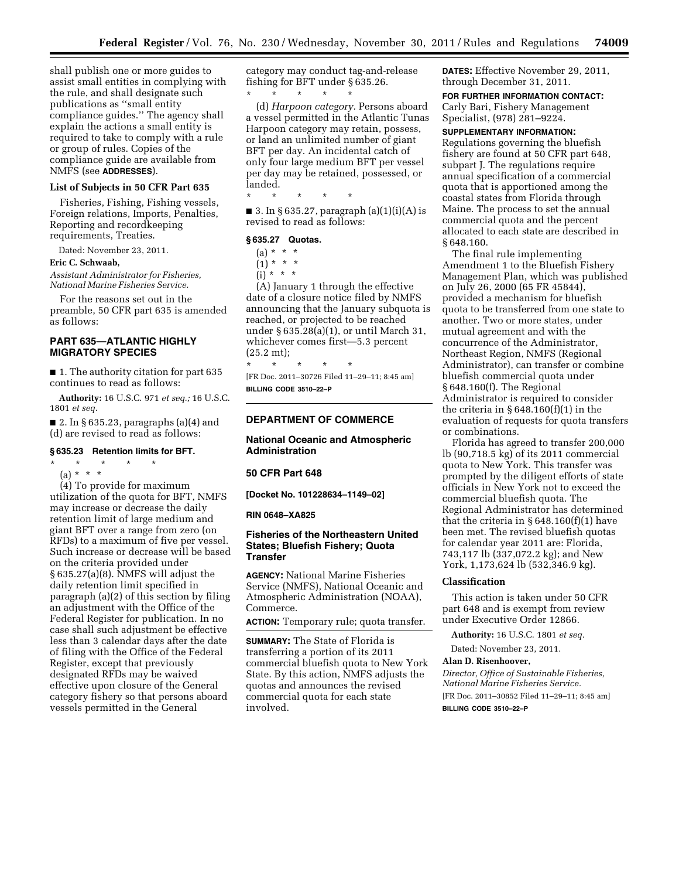shall publish one or more guides to assist small entities in complying with the rule, and shall designate such publications as ''small entity compliance guides.'' The agency shall explain the actions a small entity is required to take to comply with a rule or group of rules. Copies of the compliance guide are available from NMFS (see **ADDRESSES**).

### List of Subjects in 50 CFR Part 635

Fisheries, Fishing, Fishing vessels, Foreign relations, Imports, Penalties, Reporting and recordkeeping requirements, Treaties.

Dated: November 23, 2011.

**Eric C. Schwaab,**

*Assistant Administrator for Fisheries, National Marine Fisheries Service.*

For the reasons set out in the preamble, 50 CFR part 635 is amended as follows:

## PART 635—ATLANTIC HIGHLY MIGRATORY SPECIES

■ 1. The authority citation for part 635 continues to read as follows:

**Authority:** 16 U.S.C. 971 *et seq.;* 16 U.S.C. 1801 *et seq.*

■ 2. In § 635.23, paragraphs (a)(4) and (d) are revised to read as follows:

### § 635.23 Retention limits for BFT.

\* \* \* \* \*

(a) \* \* \*

(4) To provide for maximum utilization of the quota for BFT, NMFS may increase or decrease the daily retention limit of large medium and giant BFT over a range from zero (on RFDs) to a maximum of five per vessel. Such increase or decrease will be based on the criteria provided under § 635.27(a)(8). NMFS will adjust the daily retention limit specified in paragraph (a)(2) of this section by filing an adjustment with the Office of the Federal Register for publication. In no case shall such adjustment be effective less than 3 calendar days after the date of filing with the Office of the Federal Register, except that previously designated RFDs may be waived effective upon closure of the General category fishery so that persons aboard vessels permitted in the General category may conduct tag-and-release fishing for BFT under § 635.26.

\* \* \* \* \*

(d) *Harpoon category.* Persons aboard a vessel permitted in the Atlantic Tunas Harpoon category may retain, possess, or land an unlimited number of giant BFT per day. An incidental catch of only four large medium BFT per vessel per day may be retained, possessed, or landed.

\* \* \* \* \*

■ 3. In § 635.27, paragraph (a)(1)(i)(A) is revised to read as follows:

### § 635.27 Quotas.

(a) \* \* \*

(1) \* \* \*

(i) \* \* \*

(A) January 1 through the effective date of a closure notice filed by NMFS announcing that the January subquota is reached, or projected to be reached under § 635.28(a)(1), or until March 31, whichever comes first—5.3 percent (25.2 mt);

\* \* \* \* \*

[FR Doc. 2011–30726 Filed 11–29–11; 8:45 am]

**BILLING CODE 3510–22–P**

---

## DEPARTMENT OF COMMERCE

### National Oceanic and Atmospheric Administration

### 50 CFR Part 648

**[Docket No. 101228634–1149–02]**

**RIN 0648–XA825**

### Fisheries of the Northeastern United States; Bluefish Fishery; Quota Transfer

**AGENCY:** National Marine Fisheries Service (NMFS), National Oceanic and Atmospheric Administration (NOAA), Commerce.

**ACTION:** Temporary rule; quota transfer.

**SUMMARY:** The State of Florida is transferring a portion of its 2011 commercial bluefish quota to New York State. By this action, NMFS adjusts the quotas and announces the revised commercial quota for each state involved.

**DATES:** Effective November 29, 2011, through December 31, 2011.

**FOR FURTHER INFORMATION CONTACT:** Carly Bari, Fishery Management Specialist, (978) 281–9224.

**SUPPLEMENTARY INFORMATION:** Regulations governing the bluefish fishery are found at 50 CFR part 648, subpart J. The regulations require annual specification of a commercial quota that is apportioned among the coastal states from Florida through Maine. The process to set the annual commercial quota and the percent allocated to each state are described in § 648.160.

The final rule implementing Amendment 1 to the Bluefish Fishery Management Plan, which was published on July 26, 2000 (65 FR 45844), provided a mechanism for bluefish quota to be transferred from one state to another. Two or more states, under mutual agreement and with the concurrence of the Administrator, Northeast Region, NMFS (Regional Administrator), can transfer or combine bluefish commercial quota under § 648.160(f). The Regional Administrator is required to consider the criteria in § 648.160(f)(1) in the evaluation of requests for quota transfers or combinations.

Florida has agreed to transfer 200,000 lb (90,718.5 kg) of its 2011 commercial quota to New York. This transfer was prompted by the diligent efforts of state officials in New York not to exceed the commercial bluefish quota. The Regional Administrator has determined that the criteria in § 648.160(f)(1) have been met. The revised bluefish quotas for calendar year 2011 are: Florida, 743,117 lb (337,072.2 kg); and New York, 1,173,624 lb (532,346.9 kg).

### Classification

This action is taken under 50 CFR part 648 and is exempt from review under Executive Order 12866.

**Authority:** 16 U.S.C. 1801 *et seq.*

Dated: November 23, 2011.

**Alan D. Risenhoover,**

*Director, Office of Sustainable Fisheries, National Marine Fisheries Service.*

[FR Doc. 2011–30852 Filed 11–29–11; 8:45 am]

**BILLING CODE 3510–22–P**